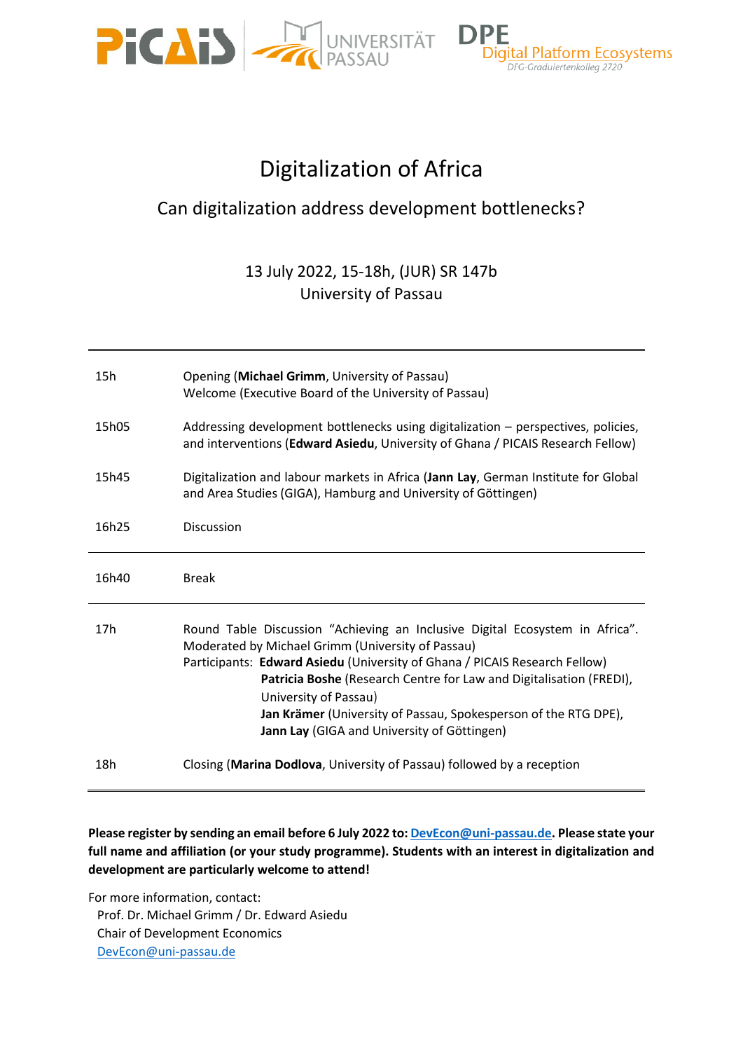# Digitalization of Africa

## Can digitalization address development bottlenecks?

13 July 2022, 15-18h, (JUR) SR 147b
University of Passau

| | |
|---|---|
| 15h | Opening (**Michael Grimm**, University of Passau)<br>Welcome (Executive Board of the University of Passau) |
| 15h05 | Addressing development bottlenecks using digitalization – perspectives, policies, and interventions (**Edward Asiedu**, University of Ghana / PICAIS Research Fellow) |
| 15h45 | Digitalization and labour markets in Africa (**Jann Lay**, German Institute for Global and Area Studies (GIGA), Hamburg and University of Göttingen) |
| 16h25 | Discussion |
| 16h40 | Break |
| 17h | Round Table Discussion "Achieving an Inclusive Digital Ecosystem in Africa". Moderated by Michael Grimm (University of Passau)<br>Participants: **Edward Asiedu** (University of Ghana / PICAIS Research Fellow)<br>**Patricia Boshe** (Research Centre for Law and Digitalisation (FREDI), University of Passau)<br>**Jan Krämer** (University of Passau, Spokesperson of the RTG DPE),<br>**Jann Lay** (GIGA and University of Göttingen) |
| 18h | Closing (**Marina Dodlova**, University of Passau) followed by a reception |

**Please register by sending an email before 6 July 2022 to: DevEcon@uni-passau.de. Please state your full name and affiliation (or your study programme). Students with an interest in digitalization and development are particularly welcome to attend!**

For more information, contact:
Prof. Dr. Michael Grimm / Dr. Edward Asiedu
Chair of Development Economics
DevEcon@uni-passau.de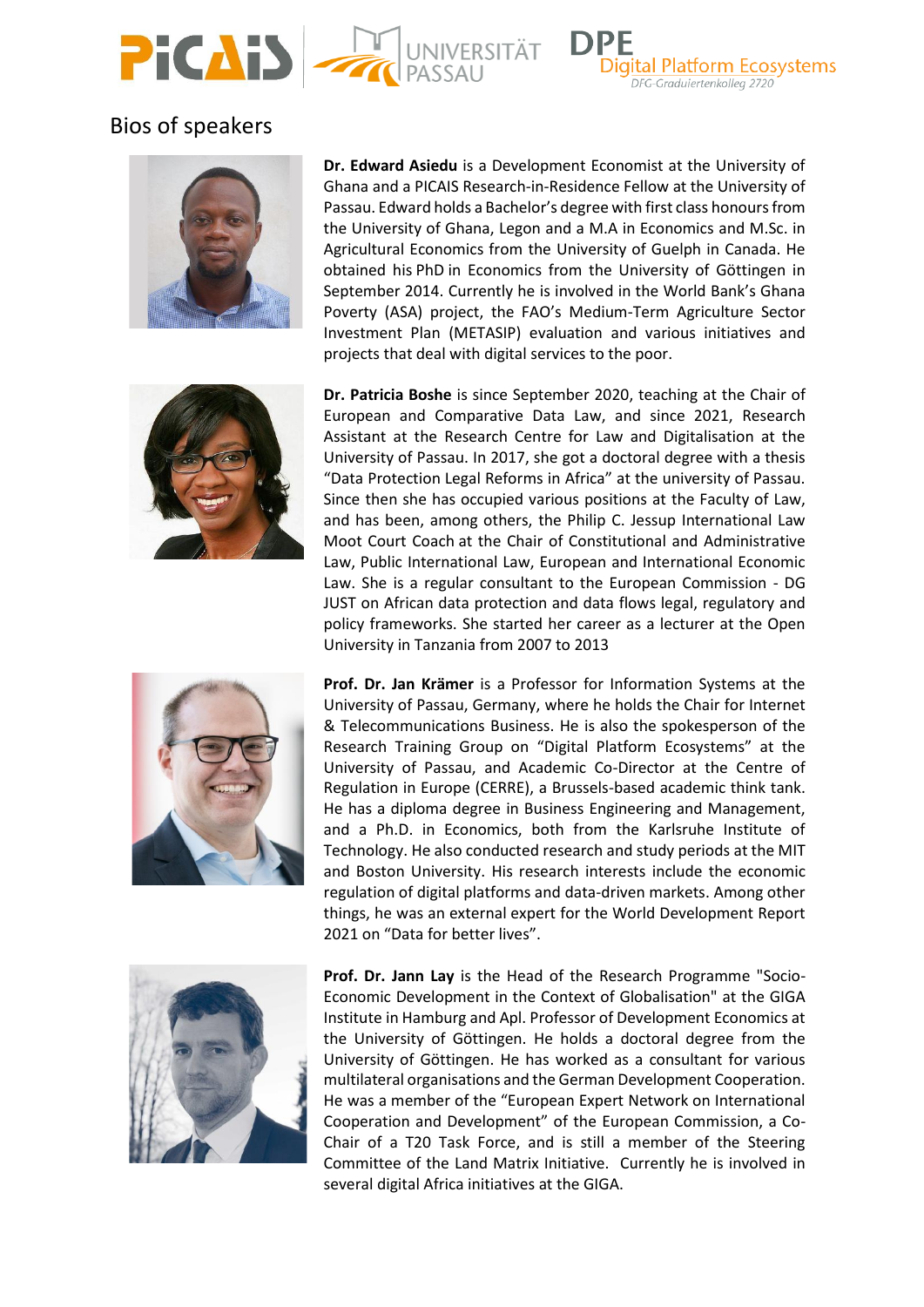# Bios of speakers

**Dr. Edward Asiedu** is a Development Economist at the University of Ghana and a PICAIS Research-in-Residence Fellow at the University of Passau. Edward holds a Bachelor's degree with first class honours from the University of Ghana, Legon and a M.A in Economics and M.Sc. in Agricultural Economics from the University of Guelph in Canada. He obtained his PhD in Economics from the University of Göttingen in September 2014. Currently he is involved in the World Bank's Ghana Poverty (ASA) project, the FAO's Medium-Term Agriculture Sector Investment Plan (METASIP) evaluation and various initiatives and projects that deal with digital services to the poor.

**Dr. Patricia Boshe** is since September 2020, teaching at the Chair of European and Comparative Data Law, and since 2021, Research Assistant at the Research Centre for Law and Digitalisation at the University of Passau. In 2017, she got a doctoral degree with a thesis "Data Protection Legal Reforms in Africa" at the university of Passau. Since then she has occupied various positions at the Faculty of Law, and has been, among others, the Philip C. Jessup International Law Moot Court Coach at the Chair of Constitutional and Administrative Law, Public International Law, European and International Economic Law. She is a regular consultant to the European Commission - DG JUST on African data protection and data flows legal, regulatory and policy frameworks. She started her career as a lecturer at the Open University in Tanzania from 2007 to 2013

**Prof. Dr. Jan Krämer** is a Professor for Information Systems at the University of Passau, Germany, where he holds the Chair for Internet & Telecommunications Business. He is also the spokesperson of the Research Training Group on "Digital Platform Ecosystems" at the University of Passau, and Academic Co-Director at the Centre of Regulation in Europe (CERRE), a Brussels-based academic think tank. He has a diploma degree in Business Engineering and Management, and a Ph.D. in Economics, both from the Karlsruhe Institute of Technology. He also conducted research and study periods at the MIT and Boston University. His research interests include the economic regulation of digital platforms and data-driven markets. Among other things, he was an external expert for the World Development Report 2021 on "Data for better lives".

**Prof. Dr. Jann Lay** is the Head of the Research Programme "Socio-Economic Development in the Context of Globalisation" at the GIGA Institute in Hamburg and Apl. Professor of Development Economics at the University of Göttingen. He holds a doctoral degree from the University of Göttingen. He has worked as a consultant for various multilateral organisations and the German Development Cooperation. He was a member of the "European Expert Network on International Cooperation and Development" of the European Commission, a Co-Chair of a T20 Task Force, and is still a member of the Steering Committee of the Land Matrix Initiative. Currently he is involved in several digital Africa initiatives at the GIGA.